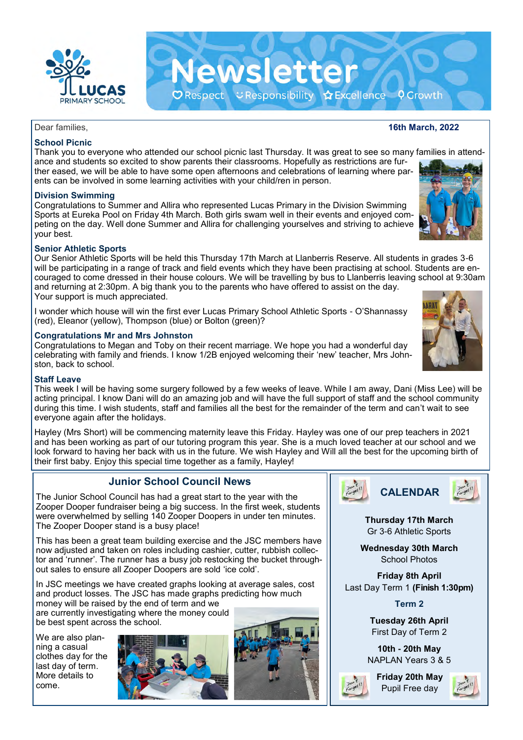# Newsletter

Respect · Responsibility · Excellence · Growth

Dear families, **16th March, 2022**

### School Picnic

Thank you to everyone who attended our school picnic last Thursday. It was great to see so many families in attendance and students so excited to show parents their classrooms. Hopefully as restrictions are further eased, we will be able to have some open afternoons and celebrations of learning where parents can be involved in some learning activities with your child/ren in person.

### Division Swimming

Congratulations to Summer and Allira who represented Lucas Primary in the Division Swimming Sports at Eureka Pool on Friday 4th March. Both girls swam well in their events and enjoyed competing on the day. Well done Summer and Allira for challenging yourselves and striving to achieve your best.

### Senior Athletic Sports

Our Senior Athletic Sports will be held this Thursday 17th March at Llanberris Reserve. All students in grades 3-6 will be participating in a range of track and field events which they have been practising at school. Students are encouraged to come dressed in their house colours. We will be travelling by bus to Llanberris leaving school at 9:30am and returning at 2:30pm. A big thank you to the parents who have offered to assist on the day. Your support is much appreciated.

I wonder which house will win the first ever Lucas Primary School Athletic Sports - O'Shannassy (red), Eleanor (yellow), Thompson (blue) or Bolton (green)?

### Congratulations Mr and Mrs Johnston

Congratulations to Megan and Toby on their recent marriage. We hope you had a wonderful day celebrating with family and friends. I know 1/2B enjoyed welcoming their 'new' teacher, Mrs Johnston, back to school.

### Staff Leave

This week I will be having some surgery followed by a few weeks of leave. While I am away, Dani (Miss Lee) will be acting principal. I know Dani will do an amazing job and will have the full support of staff and the school community during this time. I wish students, staff and families all the best for the remainder of the term and can't wait to see everyone again after the holidays.

Hayley (Mrs Short) will be commencing maternity leave this Friday. Hayley was one of our prep teachers in 2021 and has been working as part of our tutoring program this year. She is a much loved teacher at our school and we look forward to having her back with us in the future. We wish Hayley and Will all the best for the upcoming birth of their first baby. Enjoy this special time together as a family, Hayley!

## Junior School Council News

The Junior School Council has had a great start to the year with the Zooper Dooper fundraiser being a big success. In the first week, students were overwhelmed by selling 140 Zooper Doopers in under ten minutes. The Zooper Dooper stand is a busy place!

This has been a great team building exercise and the JSC members have now adjusted and taken on roles including cashier, cutter, rubbish collector and 'runner'. The runner has a busy job restocking the bucket throughout sales to ensure all Zooper Doopers are sold 'ice cold'.

In JSC meetings we have created graphs looking at average sales, cost and product losses. The JSC has made graphs predicting how much money will be raised by the end of term and we are currently investigating where the money could be best spent across the school.

We are also planning a casual clothes day for the last day of term. More details to come.

## CALENDAR

**Thursday 17th March**
Gr 3-6 Athletic Sports

**Wednesday 30th March**
School Photos

**Friday 8th April**
Last Day Term 1 **(Finish 1:30pm)**

**Term 2**

**Tuesday 26th April**
First Day of Term 2

**10th - 20th May**
NAPLAN Years 3 & 5

**Friday 20th May**
Pupil Free day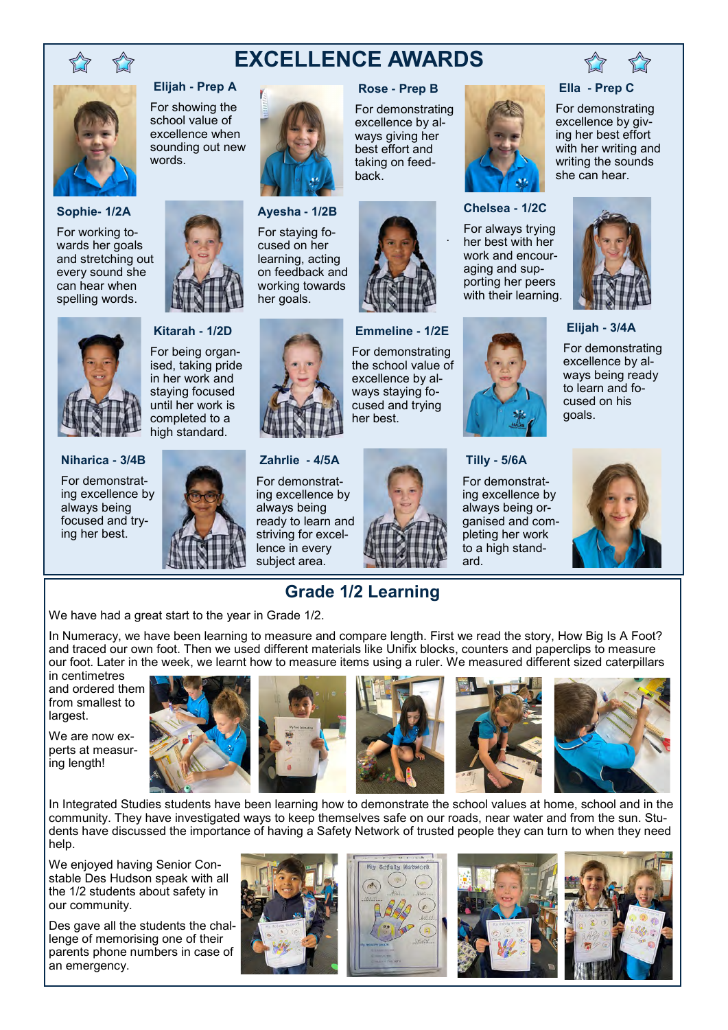# EXCELLENCE AWARDS

### Elijah - Prep A

For showing the school value of excellence when sounding out new words.

### Rose - Prep B

For demonstrating excellence by always giving her best effort and taking on feedback.

### Ella - Prep C

For demonstrating excellence by giving her best effort with her writing and writing the sounds she can hear.

### Sophie- 1/2A

For working towards her goals and stretching out every sound she can hear when spelling words.

### Ayesha - 1/2B

For staying focused on her learning, acting on feedback and working towards her goals.

### Chelsea - 1/2C

For always trying her best with her work and encouraging and supporting her peers with their learning.

### Kitarah - 1/2D

For being organised, taking pride in her work and staying focused until her work is completed to a high standard.

### Emmeline - 1/2E

For demonstrating the school value of excellence by always staying focused and trying her best.

### Elijah - 3/4A

For demonstrating excellence by always being ready to learn and focused on his goals.

### Niharica - 3/4B

For demonstrating excellence by always being focused and trying her best.

### Zahrlie - 4/5A

For demonstrating excellence by always being ready to learn and striving for excellence in every subject area.

### Tilly - 5/6A

For demonstrating excellence by always being organised and completing her work to a high standard.

## Grade 1/2 Learning

We have had a great start to the year in Grade 1/2.

In Numeracy, we have been learning to measure and compare length. First we read the story, How Big Is A Foot? and traced our own foot. Then we used different materials like Unifix blocks, counters and paperclips to measure our foot. Later in the week, we learnt how to measure items using a ruler. We measured different sized caterpillars in centimetres and ordered them from smallest to largest.

We are now experts at measuring length!

In Integrated Studies students have been learning how to demonstrate the school values at home, school and in the community. They have investigated ways to keep themselves safe on our roads, near water and from the sun. Students have discussed the importance of having a Safety Network of trusted people they can turn to when they need help.

We enjoyed having Senior Constable Des Hudson speak with all the 1/2 students about safety in our community.

Des gave all the students the challenge of memorising one of their parents phone numbers in case of an emergency.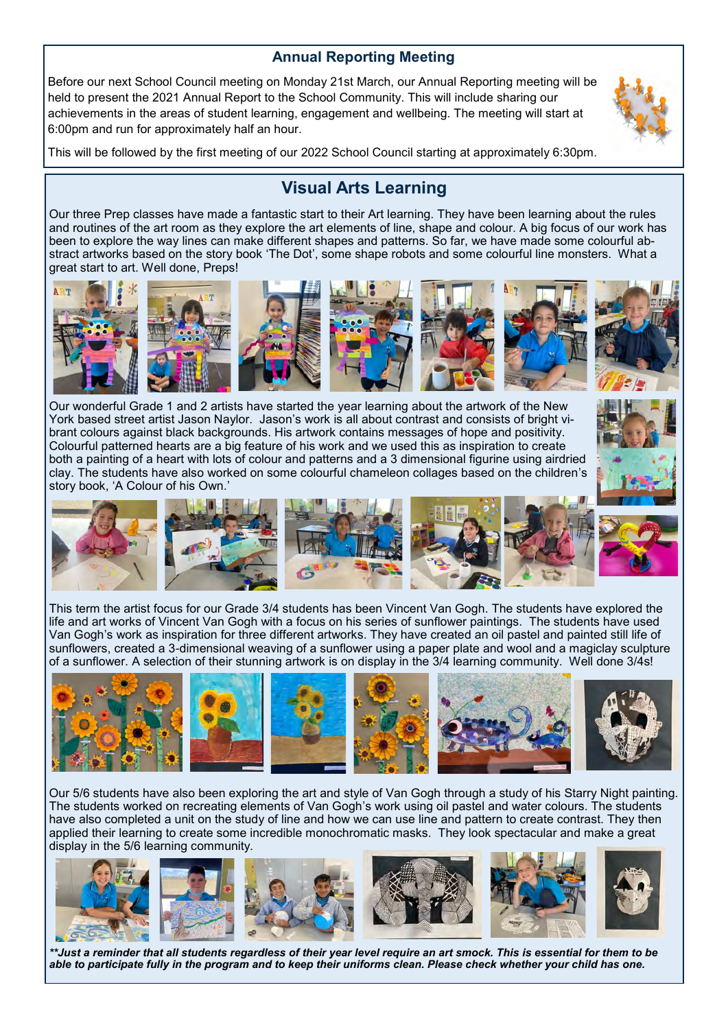## Annual Reporting Meeting

Before our next School Council meeting on Monday 21st March, our Annual Reporting meeting will be held to present the 2021 Annual Report to the School Community. This will include sharing our achievements in the areas of student learning, engagement and wellbeing. The meeting will start at 6:00pm and run for approximately half an hour.

This will be followed by the first meeting of our 2022 School Council starting at approximately 6:30pm.

## Visual Arts Learning

Our three Prep classes have made a fantastic start to their Art learning. They have been learning about the rules and routines of the art room as they explore the art elements of line, shape and colour. A big focus of our work has been to explore the way lines can make different shapes and patterns. So far, we have made some colourful abstract artworks based on the story book 'The Dot', some shape robots and some colourful line monsters. What a great start to art. Well done, Preps!

Our wonderful Grade 1 and 2 artists have started the year learning about the artwork of the New York based street artist Jason Naylor. Jason's work is all about contrast and consists of bright vibrant colours against black backgrounds. His artwork contains messages of hope and positivity. Colourful patterned hearts are a big feature of his work and we used this as inspiration to create both a painting of a heart with lots of colour and patterns and a 3 dimensional figurine using airdried clay. The students have also worked on some colourful chameleon collages based on the children's story book, 'A Colour of his Own.'

This term the artist focus for our Grade 3/4 students has been Vincent Van Gogh. The students have explored the life and art works of Vincent Van Gogh with a focus on his series of sunflower paintings. The students have used Van Gogh's work as inspiration for three different artworks. They have created an oil pastel and painted still life of sunflowers, created a 3-dimensional weaving of a sunflower using a paper plate and wool and a magiclay sculpture of a sunflower. A selection of their stunning artwork is on display in the 3/4 learning community. Well done 3/4s!

Our 5/6 students have also been exploring the art and style of Van Gogh through a study of his Starry Night painting. The students worked on recreating elements of Van Gogh's work using oil pastel and water colours. The students have also completed a unit on the study of line and how we can use line and pattern to create contrast. They then applied their learning to create some incredible monochromatic masks. They look spectacular and make a great display in the 5/6 learning community.

***Just a reminder that all students regardless of their year level require an art smock. This is essential for them to be able to participate fully in the program and to keep their uniforms clean. Please check whether your child has one.***